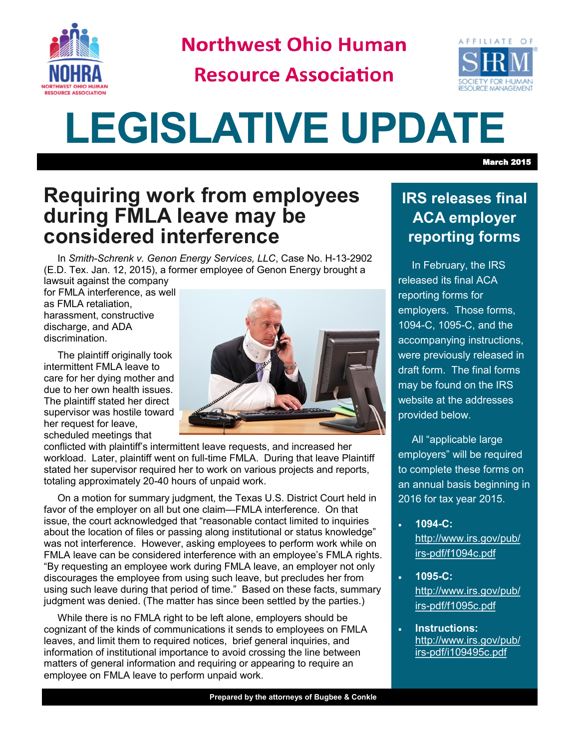# Northwest Ohio Human Resource Association

# LEGISLATIVE UPDATE

**March 2015**

## Requiring work from employees during FMLA leave may be considered interference

In *Smith-Schrenk v. Genon Energy Services, LLC*, Case No. H-13-2902 (E.D. Tex. Jan. 12, 2015), a former employee of Genon Energy brought a lawsuit against the company for FMLA interference, as well as FMLA retaliation, harassment, constructive discharge, and ADA discrimination.

The plaintiff originally took intermittent FMLA leave to care for her dying mother and due to her own health issues. The plaintiff stated her direct supervisor was hostile toward her request for leave, scheduled meetings that conflicted with plaintiff's intermittent leave requests, and increased her workload. Later, plaintiff went on full-time FMLA. During that leave Plaintiff stated her supervisor required her to work on various projects and reports, totaling approximately 20-40 hours of unpaid work.

On a motion for summary judgment, the Texas U.S. District Court held in favor of the employer on all but one claim—FMLA interference. On that issue, the court acknowledged that "reasonable contact limited to inquiries about the location of files or passing along institutional or status knowledge" was not interference. However, asking employees to perform work while on FMLA leave can be considered interference with an employee's FMLA rights. "By requesting an employee work during FMLA leave, an employer not only discourages the employee from using such leave, but precludes her from using such leave during that period of time." Based on these facts, summary judgment was denied. (The matter has since been settled by the parties.)

While there is no FMLA right to be left alone, employers should be cognizant of the kinds of communications it sends to employees on FMLA leaves, and limit them to required notices, brief general inquiries, and information of institutional importance to avoid crossing the line between matters of general information and requiring or appearing to require an employee on FMLA leave to perform unpaid work.

## IRS releases final ACA employer reporting forms

In February, the IRS released its final ACA reporting forms for employers. Those forms, 1094-C, 1095-C, and the accompanying instructions, were previously released in draft form. The final forms may be found on the IRS website at the addresses provided below.

All "applicable large employers" will be required to complete these forms on an annual basis beginning in 2016 for tax year 2015.

- **1094-C:** http://www.irs.gov/pub/irs-pdf/f1094c.pdf
- **1095-C:** http://www.irs.gov/pub/irs-pdf/f1095c.pdf
- **Instructions:** http://www.irs.gov/pub/irs-pdf/i109495c.pdf

**Prepared by the attorneys of Bugbee & Conkle**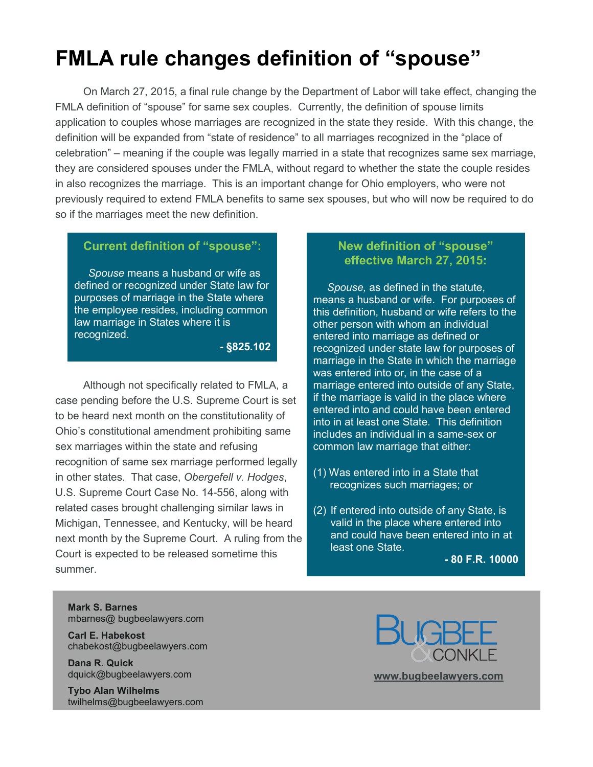# FMLA rule changes definition of "spouse"

On March 27, 2015, a final rule change by the Department of Labor will take effect, changing the FMLA definition of "spouse" for same sex couples. Currently, the definition of spouse limits application to couples whose marriages are recognized in the state they reside. With this change, the definition will be expanded from "state of residence" to all marriages recognized in the "place of celebration" – meaning if the couple was legally married in a state that recognizes same sex marriage, they are considered spouses under the FMLA, without regard to whether the state the couple resides in also recognizes the marriage. This is an important change for Ohio employers, who were not previously required to extend FMLA benefits to same sex spouses, but who will now be required to do so if the marriages meet the new definition.

**Current definition of "spouse":**

*Spouse* means a husband or wife as defined or recognized under State law for purposes of marriage in the State where the employee resides, including common law marriage in States where it is recognized.

**- §825.102**

Although not specifically related to FMLA, a case pending before the U.S. Supreme Court is set to be heard next month on the constitutionality of Ohio's constitutional amendment prohibiting same sex marriages within the state and refusing recognition of same sex marriage performed legally in other states. That case, *Obergefell v. Hodges*, U.S. Supreme Court Case No. 14-556, along with related cases brought challenging similar laws in Michigan, Tennessee, and Kentucky, will be heard next month by the Supreme Court. A ruling from the Court is expected to be released sometime this summer.

**New definition of "spouse" effective March 27, 2015:**

*Spouse,* as defined in the statute, means a husband or wife. For purposes of this definition, husband or wife refers to the other person with whom an individual entered into marriage as defined or recognized under state law for purposes of marriage in the State in which the marriage was entered into or, in the case of a marriage entered into outside of any State, if the marriage is valid in the place where entered into and could have been entered into in at least one State. This definition includes an individual in a same-sex or common law marriage that either:

(1) Was entered into in a State that recognizes such marriages; or

(2) If entered into outside of any State, is valid in the place where entered into and could have been entered into in at least one State.

**- 80 F.R. 10000**

**Mark S. Barnes**
mbarnes@ bugbeelawyers.com

**Carl E. Habekost**
chabekost@bugbeelawyers.com

**Dana R. Quick**
dquick@bugbeelawyers.com

**Tybo Alan Wilhelms**
twilhelms@bugbeelawyers.com

BUGBEE & CONKLE

www.bugbeelawyers.com